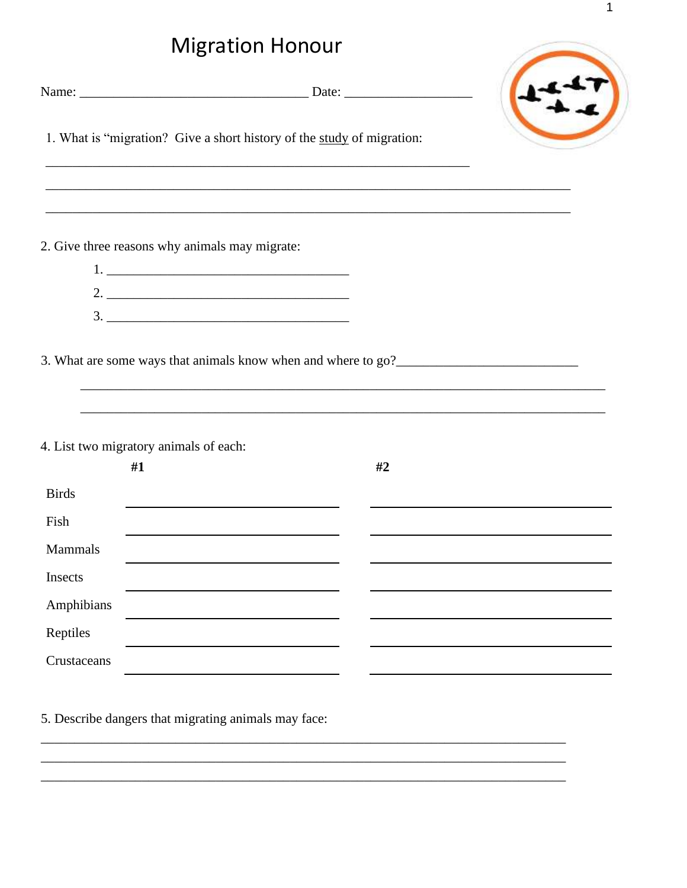# Migration Honour

Name: _________________________________ Date: __________________

1. What is "migration? Give a short history of the study of migration:

_________________________________________________________________

_____________________________________________________________________________

_____________________________________________________________________________

2. Give three reasons why animals may migrate:

   1. ____________________________________
   2. ____________________________________
   3. ____________________________________

3. What are some ways that animals know when and where to go?___________________________

_____________________________________________________________________________

_____________________________________________________________________________

4. List two migratory animals of each:

| | #1 | #2 |
|---|---|---|
| Birds | | |
| Fish | | |
| Mammals | | |
| Insects | | |
| Amphibians | | |
| Reptiles | | |
| Crustaceans | | |

5. Describe dangers that migrating animals may face:

_____________________________________________________________________________

_____________________________________________________________________________

_____________________________________________________________________________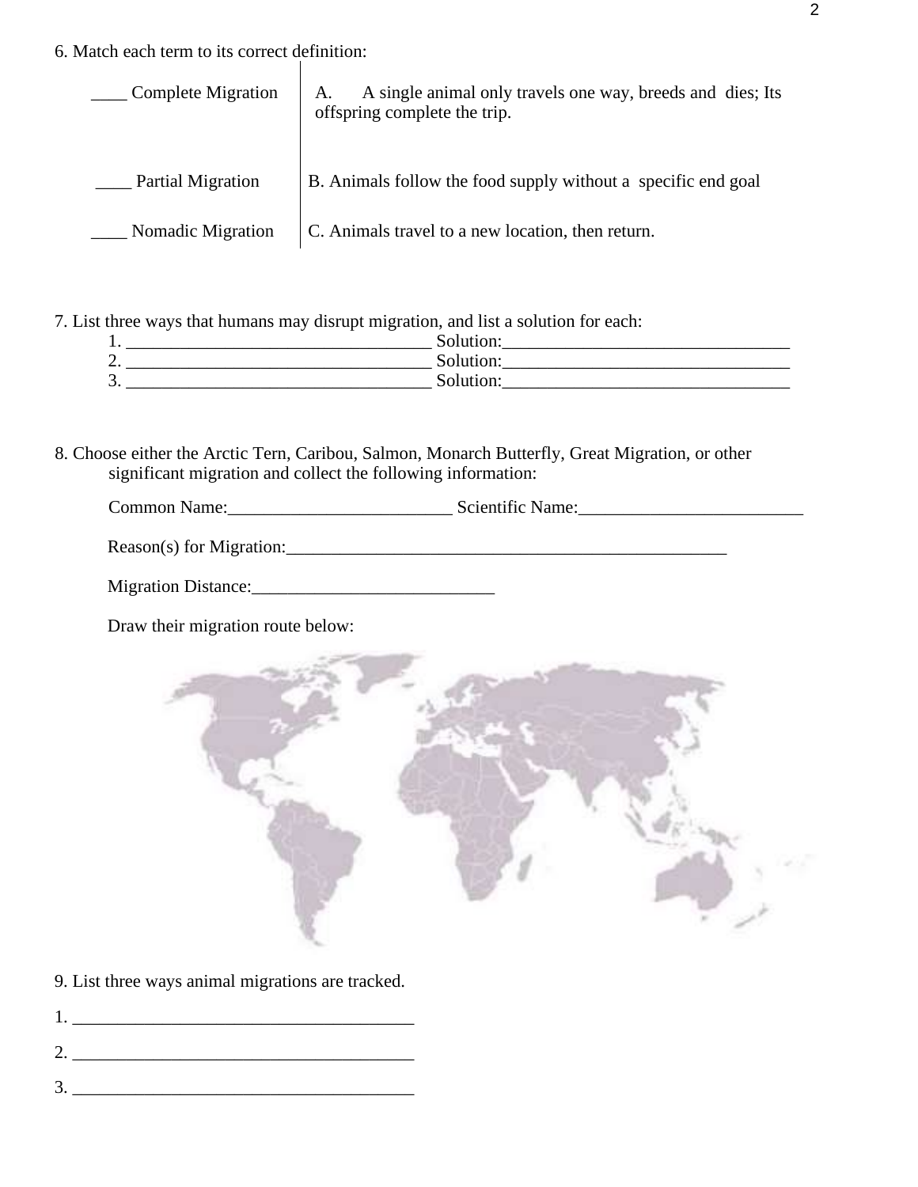6. Match each term to its correct definition:

| | |
|---|---|
| ____ Complete Migration | A. A single animal only travels one way, breeds and dies; Its offspring complete the trip. |
| ____ Partial Migration | B. Animals follow the food supply without a specific end goal |
| ____ Nomadic Migration | C. Animals travel to a new location, then return. |

7. List three ways that humans may disrupt migration, and list a solution for each:

1. __________________________________ Solution:________________________________
2. __________________________________ Solution:________________________________
3. __________________________________ Solution:________________________________

8. Choose either the Arctic Tern, Caribou, Salmon, Monarch Butterfly, Great Migration, or other significant migration and collect the following information:

Common Name:_________________________ Scientific Name:_________________________

Reason(s) for Migration:___________________________________________________

Migration Distance:___________________________

Draw their migration route below:

9. List three ways animal migrations are tracked.

1. _______________________________________
2. _______________________________________
3. _______________________________________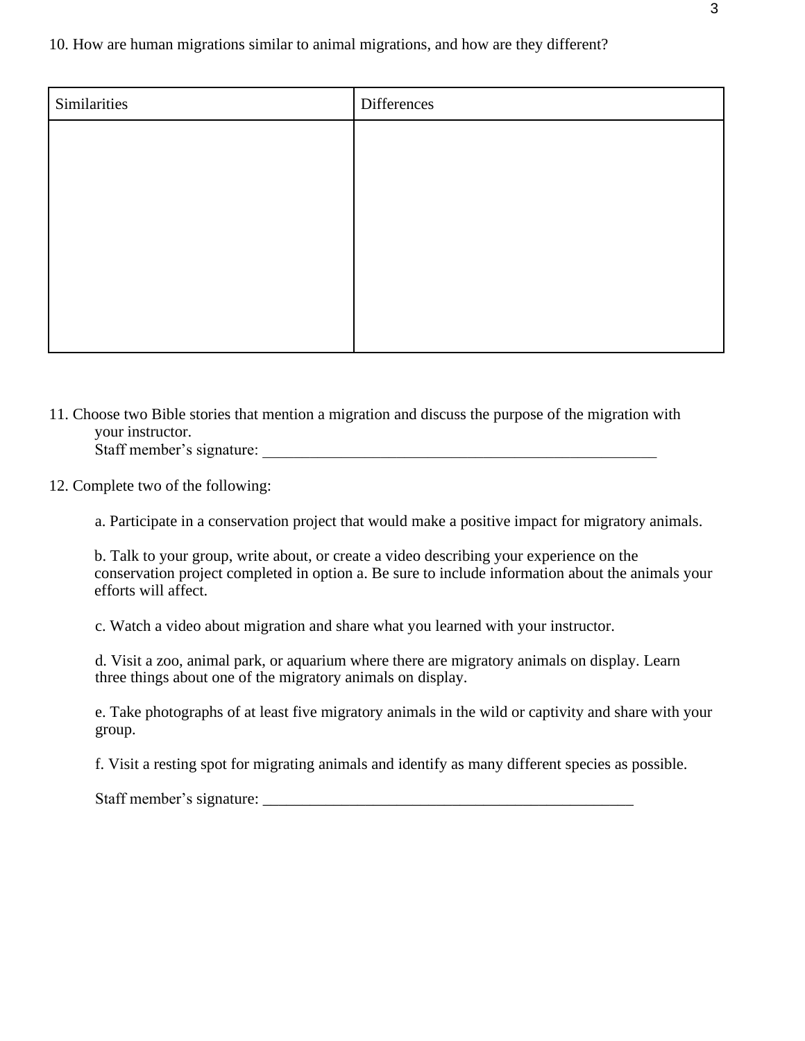10. How are human migrations similar to animal migrations, and how are they different?

| Similarities | Differences |
| --- | --- |
| | |

11. Choose two Bible stories that mention a migration and discuss the purpose of the migration with your instructor.
Staff member's signature: ____________________________________________________

12. Complete two of the following:

a. Participate in a conservation project that would make a positive impact for migratory animals.

b. Talk to your group, write about, or create a video describing your experience on the conservation project completed in option a. Be sure to include information about the animals your efforts will affect.

c. Watch a video about migration and share what you learned with your instructor.

d. Visit a zoo, animal park, or aquarium where there are migratory animals on display. Learn three things about one of the migratory animals on display.

e. Take photographs of at least five migratory animals in the wild or captivity and share with your group.

f. Visit a resting spot for migrating animals and identify as many different species as possible.

Staff member's signature: ________________________________________________